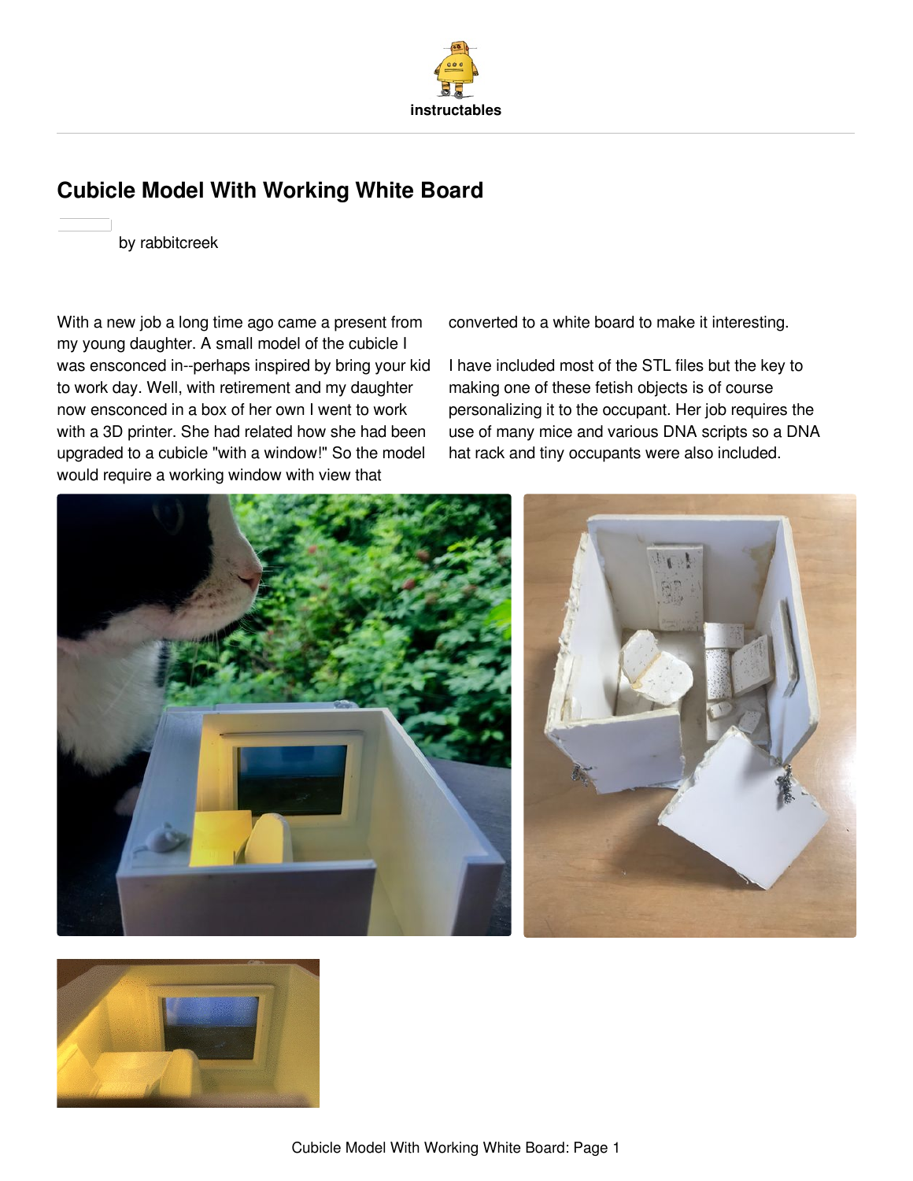# Cubicle Model With Working White Board

by rabbitcreek

With a new job a long time ago came a present from my young daughter. A small model of the cubicle I was ensconced in--perhaps inspired by bring your kid to work day. Well, with retirement and my daughter now ensconced in a box of her own I went to work with a 3D printer. She had related how she had been upgraded to a cubicle "with a window!" So the model would require a working window with view that converted to a white board to make it interesting.

I have included most of the STL files but the key to making one of these fetish objects is of course personalizing it to the occupant. Her job requires the use of many mice and various DNA scripts so a DNA hat rack and tiny occupants were also included.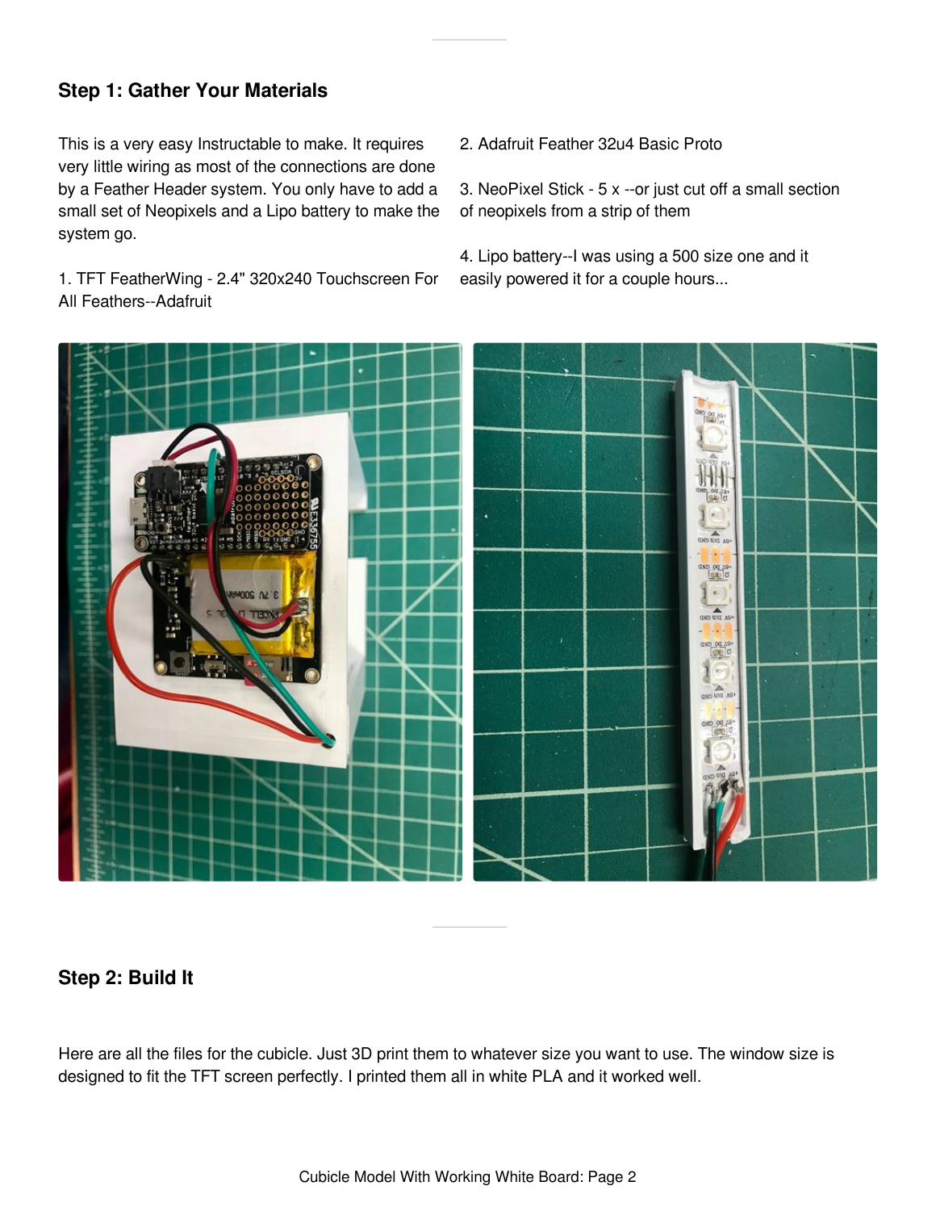## Step 1: Gather Your Materials

This is a very easy Instructable to make. It requires very little wiring as most of the connections are done by a Feather Header system. You only have to add a small set of Neopixels and a Lipo battery to make the system go.

1. TFT FeatherWing - 2.4" 320x240 Touchscreen For All Feathers--Adafruit

2. Adafruit Feather 32u4 Basic Proto

3. NeoPixel Stick - 5 x --or just cut off a small section of neopixels from a strip of them

4. Lipo battery--I was using a 500 size one and it easily powered it for a couple hours...

## Step 2: Build It

Here are all the files for the cubicle. Just 3D print them to whatever size you want to use. The window size is designed to fit the TFT screen perfectly. I printed them all in white PLA and it worked well.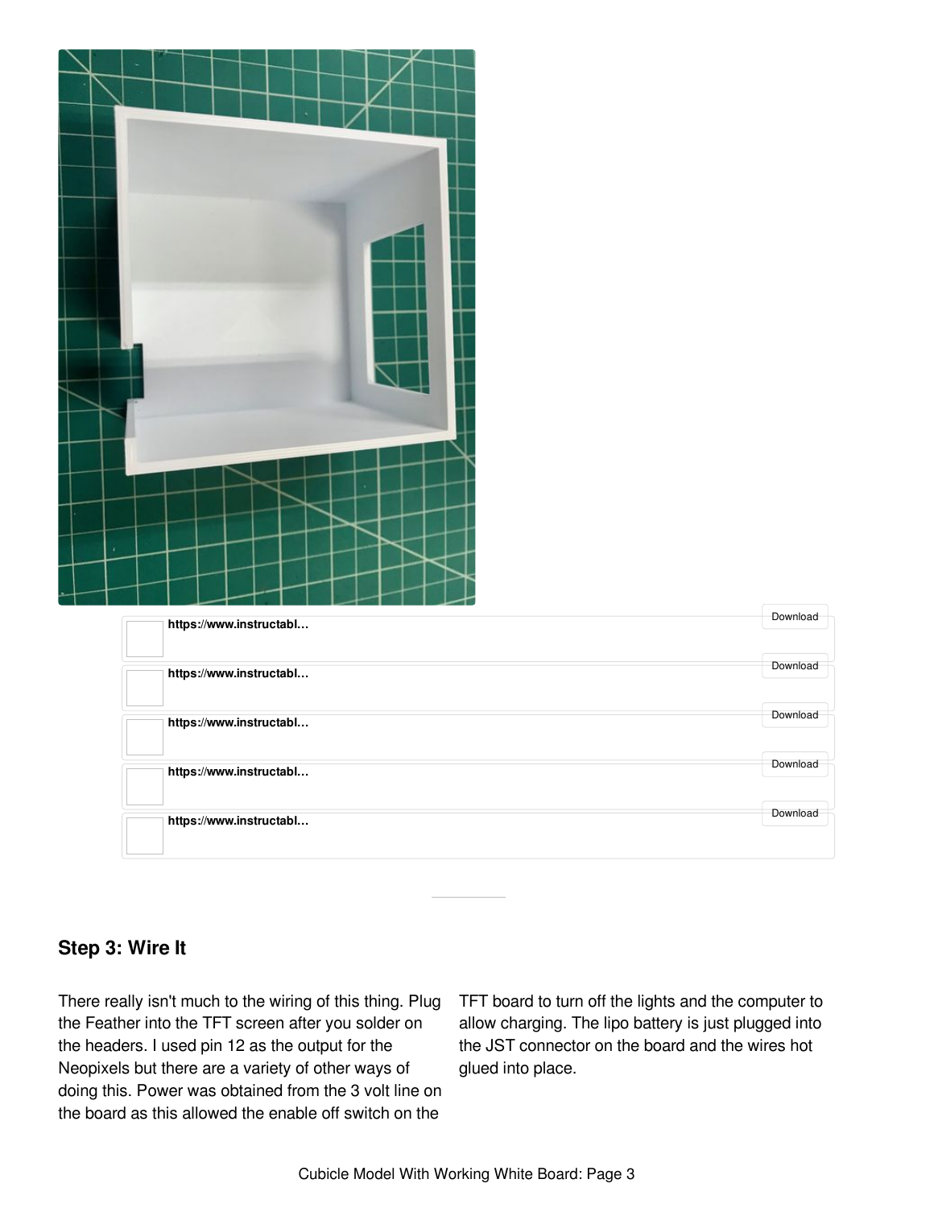| | |
| --- | --- |
| https://www.instructabl… | Download |
| https://www.instructabl… | Download |
| https://www.instructabl… | Download |
| https://www.instructabl… | Download |
| https://www.instructabl… | Download |

## Step 3: Wire It

There really isn't much to the wiring of this thing. Plug the Feather into the TFT screen after you solder on the headers. I used pin 12 as the output for the Neopixels but there are a variety of other ways of doing this. Power was obtained from the 3 volt line on the board as this allowed the enable off switch on the TFT board to turn off the lights and the computer to allow charging. The lipo battery is just plugged into the JST connector on the board and the wires hot glued into place.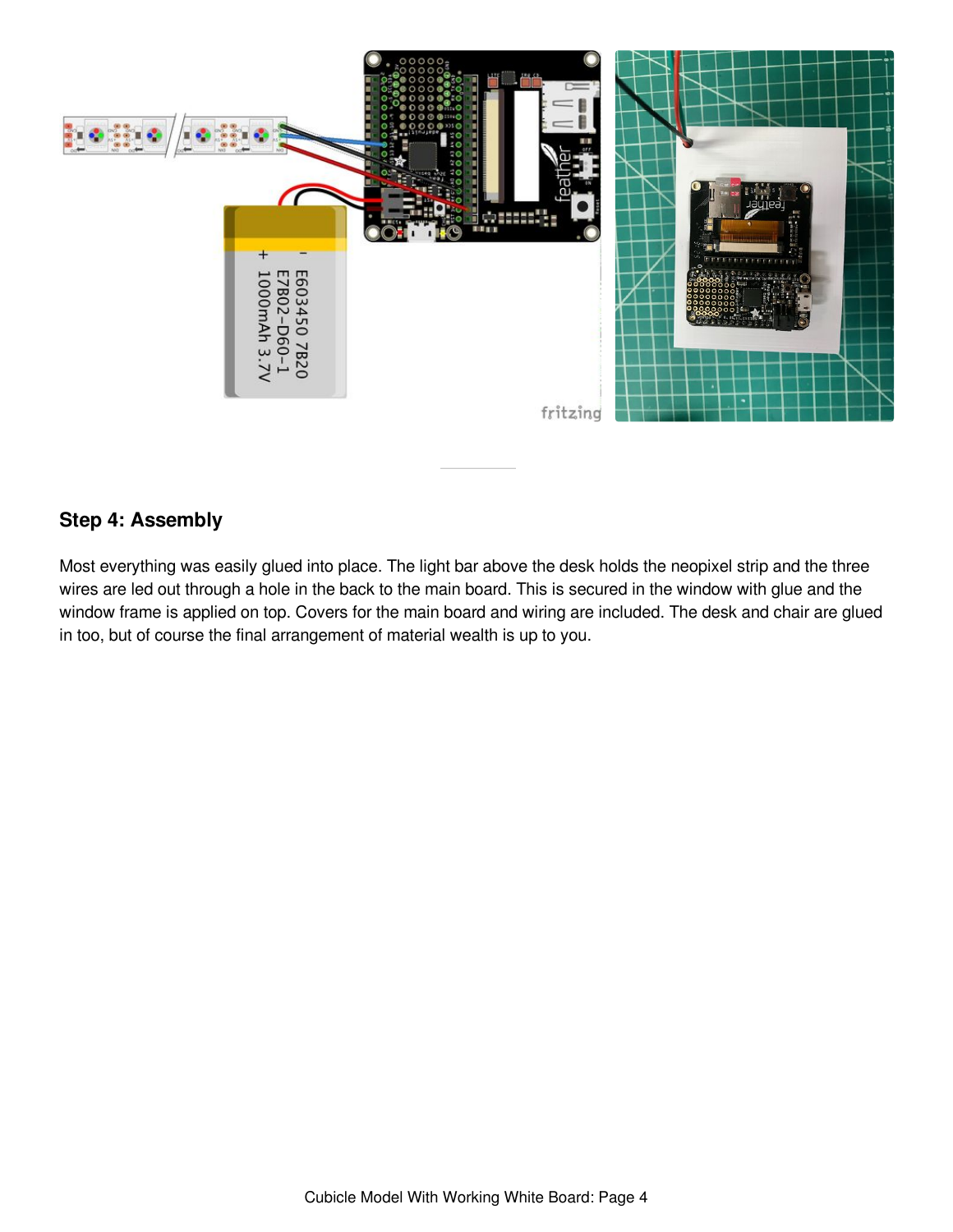## Step 4: Assembly

Most everything was easily glued into place. The light bar above the desk holds the neopixel strip and the three wires are led out through a hole in the back to the main board. This is secured in the window with glue and the window frame is applied on top. Covers for the main board and wiring are included. The desk and chair are glued in too, but of course the final arrangement of material wealth is up to you.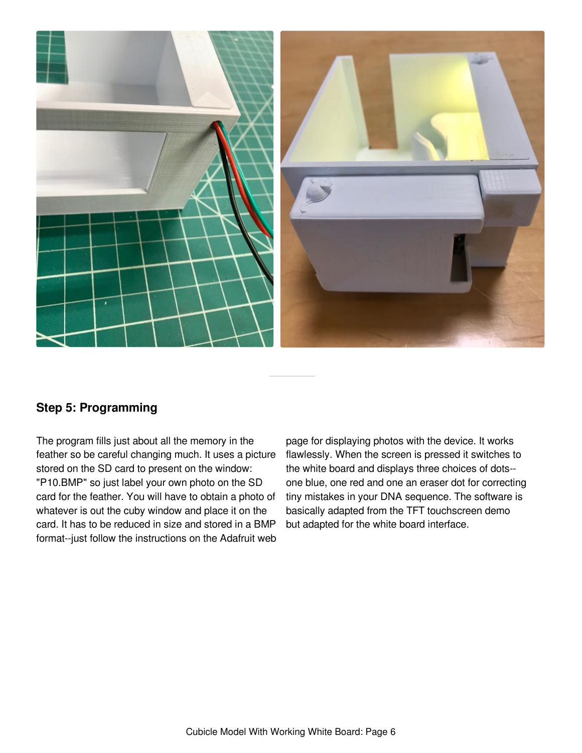## Step 5: Programming

The program fills just about all the memory in the feather so be careful changing much. It uses a picture stored on the SD card to present on the window: "P10.BMP" so just label your own photo on the SD card for the feather. You will have to obtain a photo of whatever is out the cuby window and place it on the card. It has to be reduced in size and stored in a BMP format--just follow the instructions on the Adafruit web page for displaying photos with the device. It works flawlessly. When the screen is pressed it switches to the white board and displays three choices of dots--one blue, one red and one an eraser dot for correcting tiny mistakes in your DNA sequence. The software is basically adapted from the TFT touchscreen demo but adapted for the white board interface.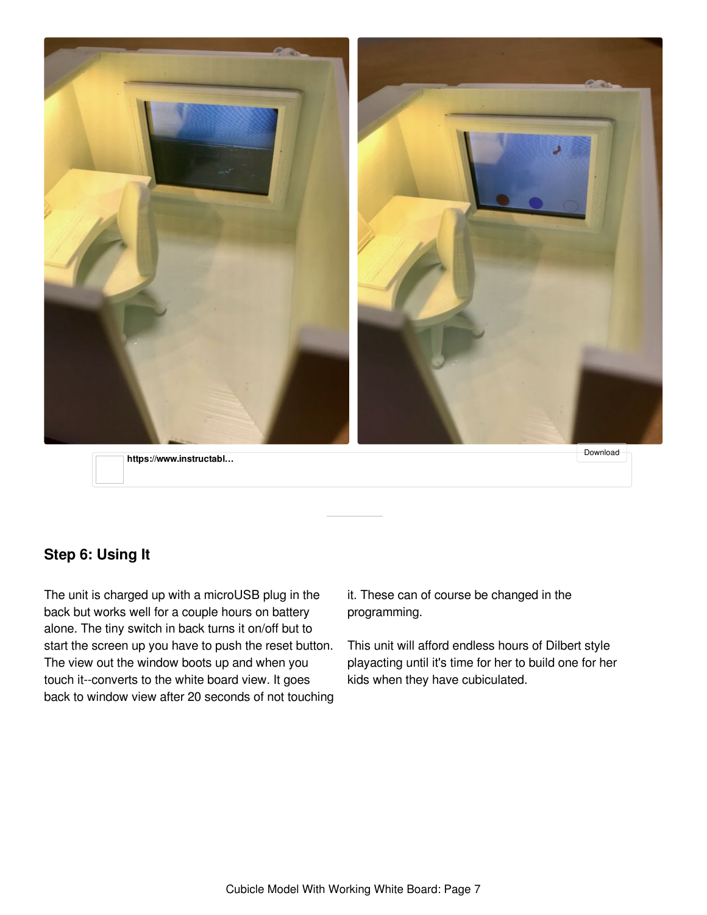https://www.instructabl...

Download

## Step 6: Using It

The unit is charged up with a microUSB plug in the back but works well for a couple hours on battery alone. The tiny switch in back turns it on/off but to start the screen up you have to push the reset button. The view out the window boots up and when you touch it--converts to the white board view. It goes back to window view after 20 seconds of not touching it. These can of course be changed in the programming.

This unit will afford endless hours of Dilbert style playacting until it's time for her to build one for her kids when they have cubiculated.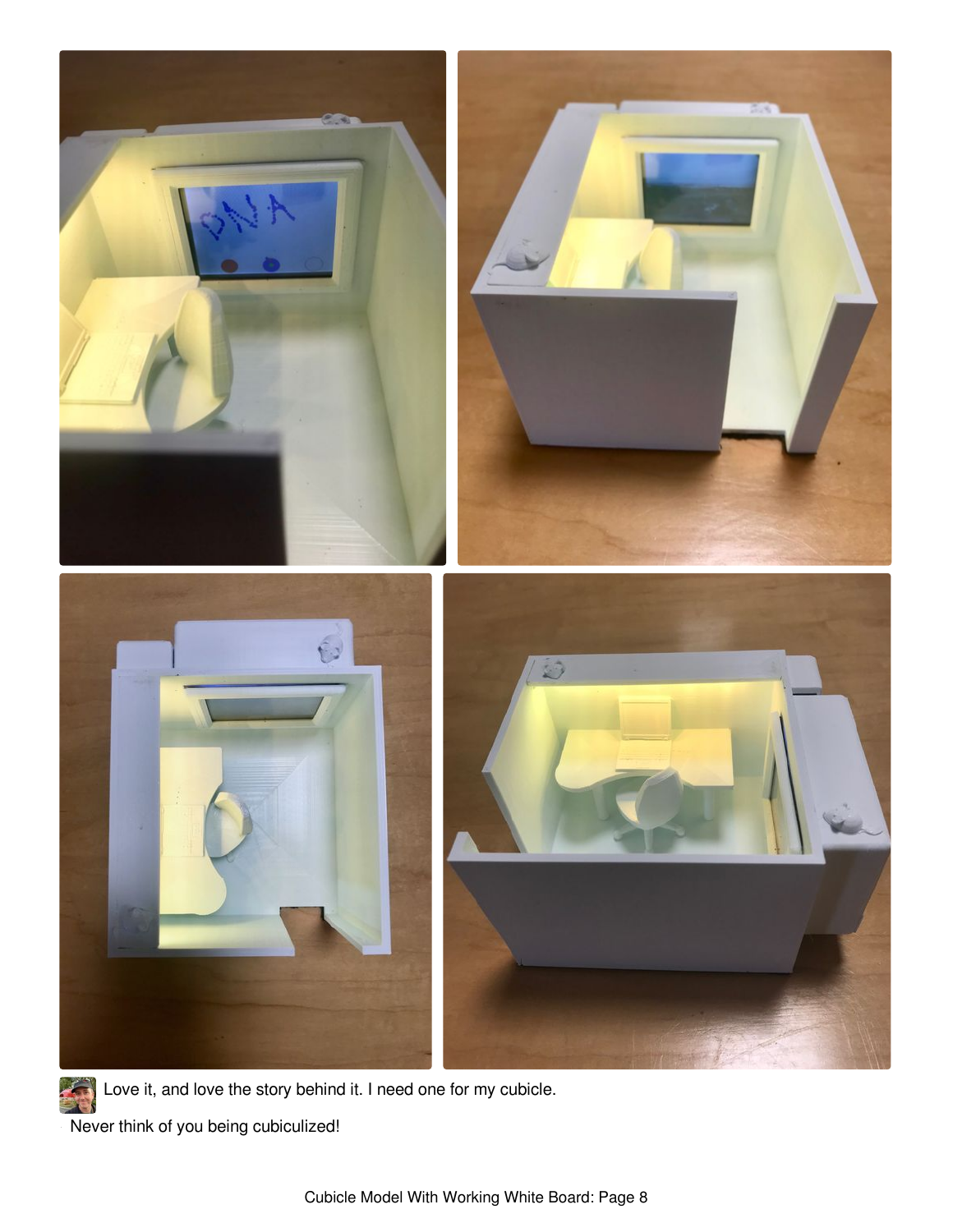Love it, and love the story behind it. I need one for my cubicle.

Never think of you being cubiculized!